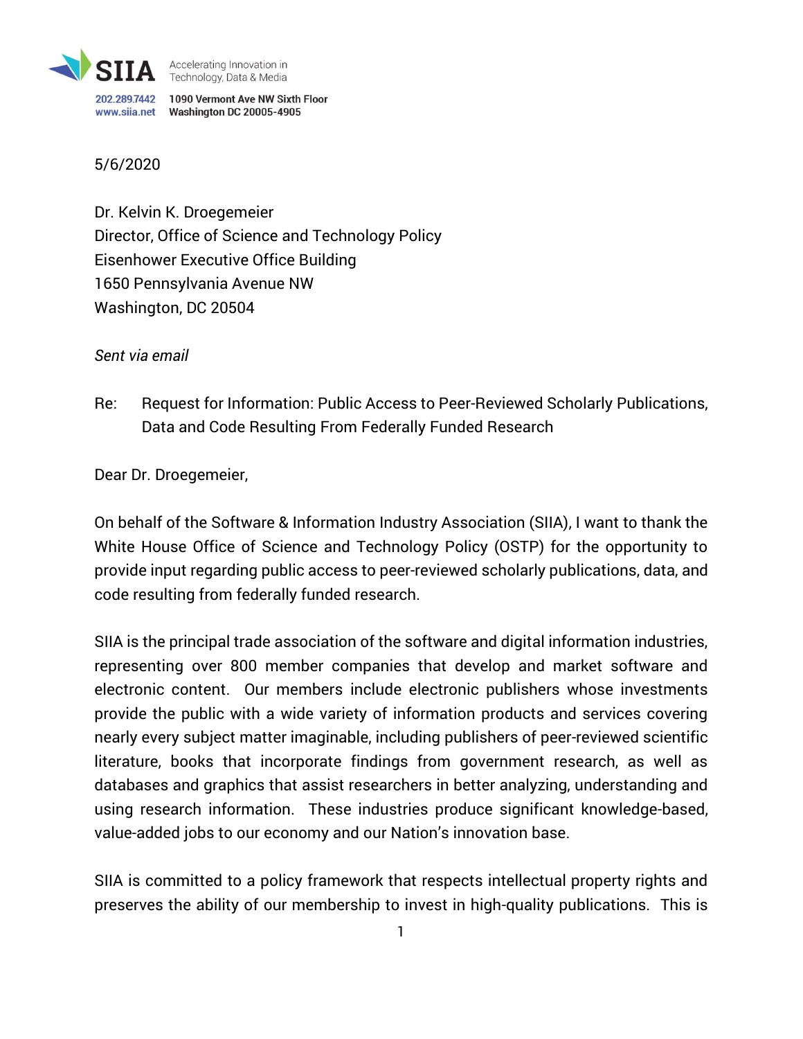SIIA Accelerating Innovation in Technology, Data & Media

202.289.7442 1090 Vermont Ave NW Sixth Floor
www.siia.net Washington DC 20005-4905

5/6/2020

Dr. Kelvin K. Droegemeier
Director, Office of Science and Technology Policy
Eisenhower Executive Office Building
1650 Pennsylvania Avenue NW
Washington, DC 20504

*Sent via email*

Re: Request for Information: Public Access to Peer-Reviewed Scholarly Publications, Data and Code Resulting From Federally Funded Research

Dear Dr. Droegemeier,

On behalf of the Software & Information Industry Association (SIIA), I want to thank the White House Office of Science and Technology Policy (OSTP) for the opportunity to provide input regarding public access to peer-reviewed scholarly publications, data, and code resulting from federally funded research.

SIIA is the principal trade association of the software and digital information industries, representing over 800 member companies that develop and market software and electronic content. Our members include electronic publishers whose investments provide the public with a wide variety of information products and services covering nearly every subject matter imaginable, including publishers of peer-reviewed scientific literature, books that incorporate findings from government research, as well as databases and graphics that assist researchers in better analyzing, understanding and using research information. These industries produce significant knowledge-based, value-added jobs to our economy and our Nation's innovation base.

SIIA is committed to a policy framework that respects intellectual property rights and preserves the ability of our membership to invest in high-quality publications. This is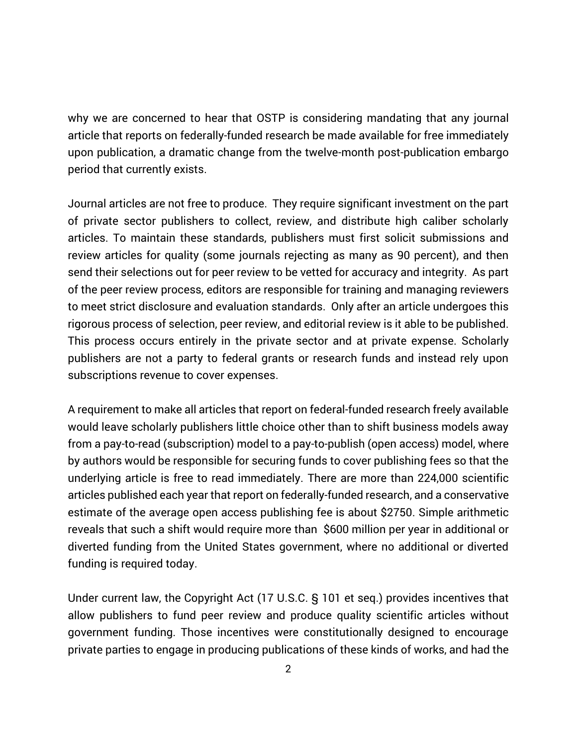why we are concerned to hear that OSTP is considering mandating that any journal article that reports on federally-funded research be made available for free immediately upon publication, a dramatic change from the twelve-month post-publication embargo period that currently exists.

Journal articles are not free to produce. They require significant investment on the part of private sector publishers to collect, review, and distribute high caliber scholarly articles. To maintain these standards, publishers must first solicit submissions and review articles for quality (some journals rejecting as many as 90 percent), and then send their selections out for peer review to be vetted for accuracy and integrity. As part of the peer review process, editors are responsible for training and managing reviewers to meet strict disclosure and evaluation standards. Only after an article undergoes this rigorous process of selection, peer review, and editorial review is it able to be published. This process occurs entirely in the private sector and at private expense. Scholarly publishers are not a party to federal grants or research funds and instead rely upon subscriptions revenue to cover expenses.

A requirement to make all articles that report on federal-funded research freely available would leave scholarly publishers little choice other than to shift business models away from a pay-to-read (subscription) model to a pay-to-publish (open access) model, where by authors would be responsible for securing funds to cover publishing fees so that the underlying article is free to read immediately. There are more than 224,000 scientific articles published each year that report on federally-funded research, and a conservative estimate of the average open access publishing fee is about $2750. Simple arithmetic reveals that such a shift would require more than $600 million per year in additional or diverted funding from the United States government, where no additional or diverted funding is required today.

Under current law, the Copyright Act (17 U.S.C. § 101 et seq.) provides incentives that allow publishers to fund peer review and produce quality scientific articles without government funding. Those incentives were constitutionally designed to encourage private parties to engage in producing publications of these kinds of works, and had the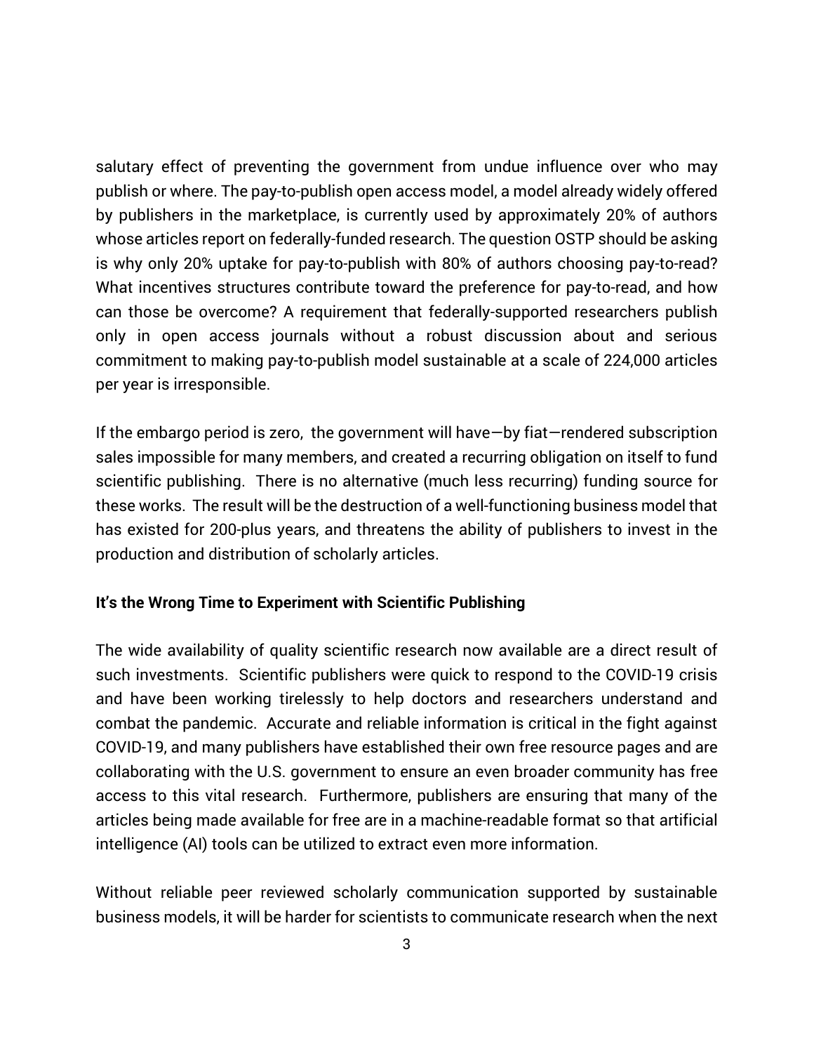salutary effect of preventing the government from undue influence over who may publish or where. The pay-to-publish open access model, a model already widely offered by publishers in the marketplace, is currently used by approximately 20% of authors whose articles report on federally-funded research. The question OSTP should be asking is why only 20% uptake for pay-to-publish with 80% of authors choosing pay-to-read? What incentives structures contribute toward the preference for pay-to-read, and how can those be overcome? A requirement that federally-supported researchers publish only in open access journals without a robust discussion about and serious commitment to making pay-to-publish model sustainable at a scale of 224,000 articles per year is irresponsible.

If the embargo period is zero, the government will have—by fiat—rendered subscription sales impossible for many members, and created a recurring obligation on itself to fund scientific publishing. There is no alternative (much less recurring) funding source for these works. The result will be the destruction of a well-functioning business model that has existed for 200-plus years, and threatens the ability of publishers to invest in the production and distribution of scholarly articles.

**It's the Wrong Time to Experiment with Scientific Publishing**

The wide availability of quality scientific research now available are a direct result of such investments. Scientific publishers were quick to respond to the COVID-19 crisis and have been working tirelessly to help doctors and researchers understand and combat the pandemic. Accurate and reliable information is critical in the fight against COVID-19, and many publishers have established their own free resource pages and are collaborating with the U.S. government to ensure an even broader community has free access to this vital research. Furthermore, publishers are ensuring that many of the articles being made available for free are in a machine-readable format so that artificial intelligence (AI) tools can be utilized to extract even more information.

Without reliable peer reviewed scholarly communication supported by sustainable business models, it will be harder for scientists to communicate research when the next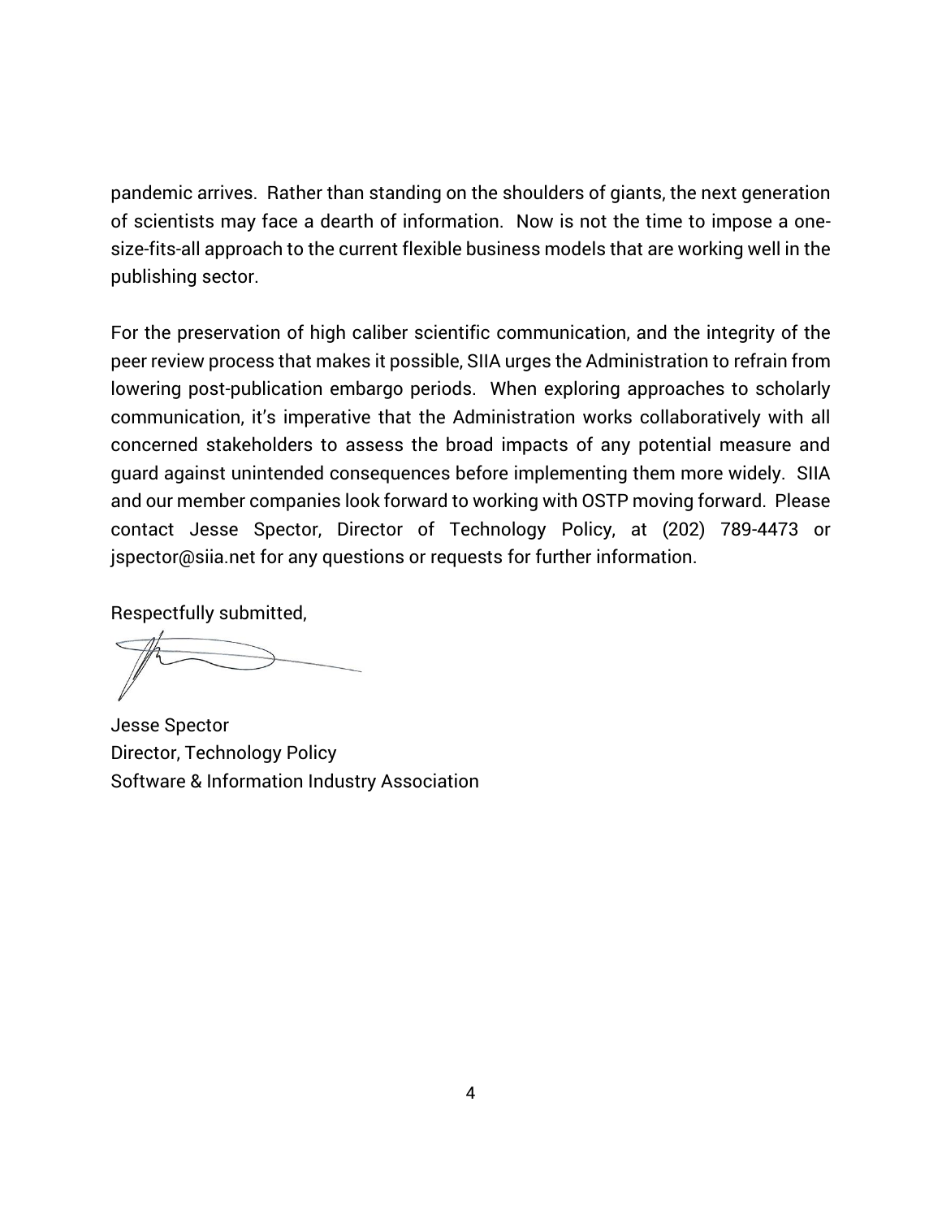pandemic arrives. Rather than standing on the shoulders of giants, the next generation of scientists may face a dearth of information. Now is not the time to impose a one-size-fits-all approach to the current flexible business models that are working well in the publishing sector.

For the preservation of high caliber scientific communication, and the integrity of the peer review process that makes it possible, SIIA urges the Administration to refrain from lowering post-publication embargo periods. When exploring approaches to scholarly communication, it's imperative that the Administration works collaboratively with all concerned stakeholders to assess the broad impacts of any potential measure and guard against unintended consequences before implementing them more widely. SIIA and our member companies look forward to working with OSTP moving forward. Please contact Jesse Spector, Director of Technology Policy, at (202) 789-4473 or jspector@siia.net for any questions or requests for further information.

Respectfully submitted,

Jesse Spector
Director, Technology Policy
Software & Information Industry Association